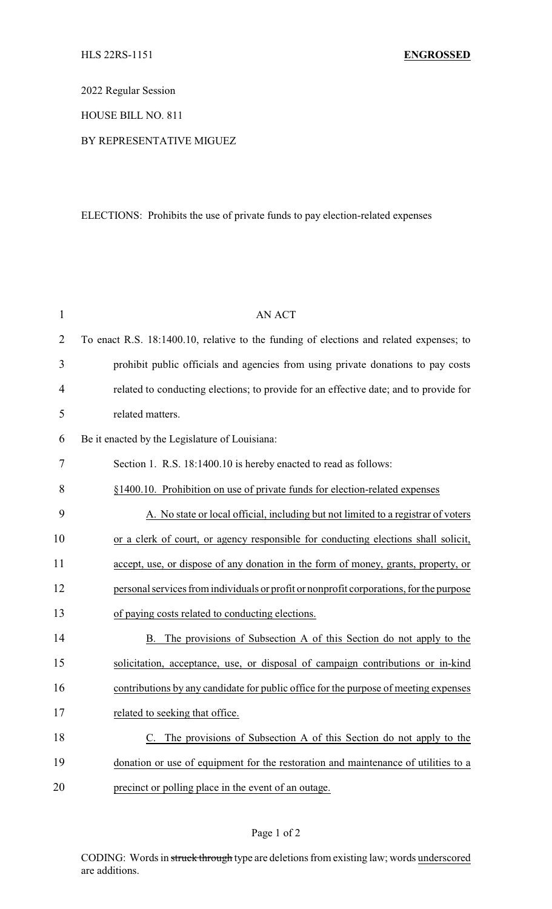HLS 22RS-1151 **ENGROSSED**

2022 Regular Session

HOUSE BILL NO. 811

BY REPRESENTATIVE MIGUEZ

ELECTIONS: Prohibits the use of private funds to pay election-related expenses

AN ACT

To enact R.S. 18:1400.10, relative to the funding of elections and related expenses; to prohibit public officials and agencies from using private donations to pay costs related to conducting elections; to provide for an effective date; and to provide for related matters.

Be it enacted by the Legislature of Louisiana:

Section 1. R.S. 18:1400.10 is hereby enacted to read as follows:

<u>§1400.10. Prohibition on use of private funds for election-related expenses</u>

<u>A. No state or local official, including but not limited to a registrar of voters or a clerk of court, or agency responsible for conducting elections shall solicit, accept, use, or dispose of any donation in the form of money, grants, property, or personal services from individuals or profit or nonprofit corporations, for the purpose of paying costs related to conducting elections.</u>

<u>B. The provisions of Subsection A of this Section do not apply to the solicitation, acceptance, use, or disposal of campaign contributions or in-kind contributions by any candidate for public office for the purpose of meeting expenses related to seeking that office.</u>

<u>C. The provisions of Subsection A of this Section do not apply to the donation or use of equipment for the restoration and maintenance of utilities to a precinct or polling place in the event of an outage.</u>

CODING: Words in ~~struck through~~ type are deletions from existing law; words <u>underscored</u> are additions.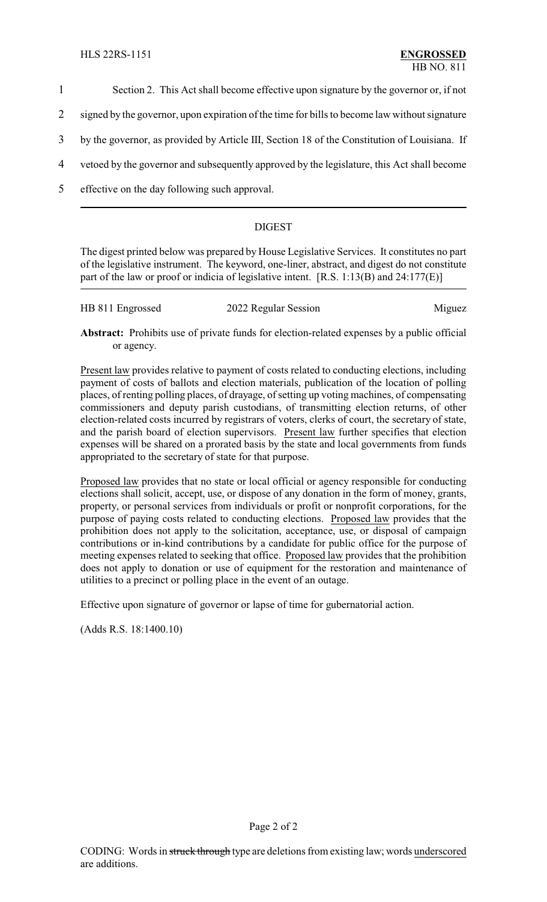Section 2. This Act shall become effective upon signature by the governor or, if not signed by the governor, upon expiration of the time for bills to become law without signature by the governor, as provided by Article III, Section 18 of the Constitution of Louisiana. If vetoed by the governor and subsequently approved by the legislature, this Act shall become effective on the day following such approval.

## DIGEST

The digest printed below was prepared by House Legislative Services. It constitutes no part of the legislative instrument. The keyword, one-liner, abstract, and digest do not constitute part of the law or proof or indicia of legislative intent. [R.S. 1:13(B) and 24:177(E)]

HB 811 Engrossed — 2022 Regular Session — Miguez

**Abstract:** Prohibits use of private funds for election-related expenses by a public official or agency.

Present law provides relative to payment of costs related to conducting elections, including payment of costs of ballots and election materials, publication of the location of polling places, of renting polling places, of drayage, of setting up voting machines, of compensating commissioners and deputy parish custodians, of transmitting election returns, of other election-related costs incurred by registrars of voters, clerks of court, the secretary of state, and the parish board of election supervisors. Present law further specifies that election expenses will be shared on a prorated basis by the state and local governments from funds appropriated to the secretary of state for that purpose.

Proposed law provides that no state or local official or agency responsible for conducting elections shall solicit, accept, use, or dispose of any donation in the form of money, grants, property, or personal services from individuals or profit or nonprofit corporations, for the purpose of paying costs related to conducting elections. Proposed law provides that the prohibition does not apply to the solicitation, acceptance, use, or disposal of campaign contributions or in-kind contributions by a candidate for public office for the purpose of meeting expenses related to seeking that office. Proposed law provides that the prohibition does not apply to donation or use of equipment for the restoration and maintenance of utilities to a precinct or polling place in the event of an outage.

Effective upon signature of governor or lapse of time for gubernatorial action.

(Adds R.S. 18:1400.10)